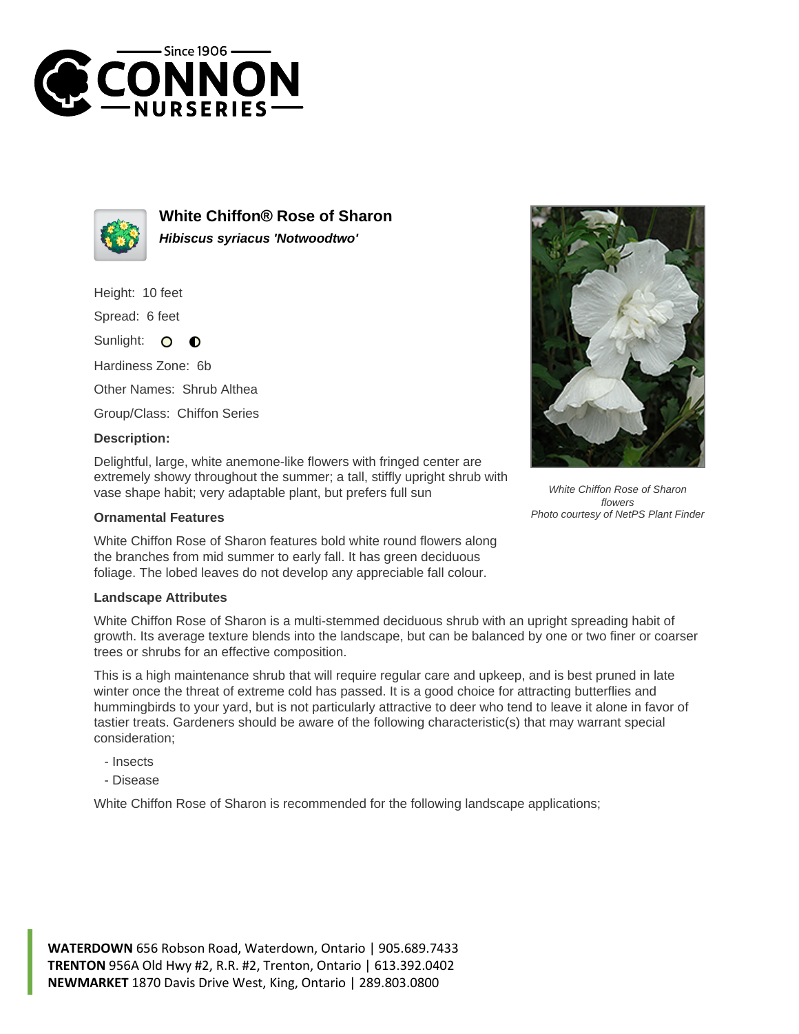# White Chiffon® Rose of Sharon

***Hibiscus syriacus 'Notwoodtwo'***

Height: 10 feet

Spread: 6 feet

Sunlight:

Hardiness Zone: 6b

Other Names: Shrub Althea

Group/Class: Chiffon Series

**Description:**

Delightful, large, white anemone-like flowers with fringed center are extremely showy throughout the summer; a tall, stiffly upright shrub with vase shape habit; very adaptable plant, but prefers full sun

White Chiffon Rose of Sharon flowers
Photo courtesy of NetPS Plant Finder

### Ornamental Features

White Chiffon Rose of Sharon features bold white round flowers along the branches from mid summer to early fall. It has green deciduous foliage. The lobed leaves do not develop any appreciable fall colour.

### Landscape Attributes

White Chiffon Rose of Sharon is a multi-stemmed deciduous shrub with an upright spreading habit of growth. Its average texture blends into the landscape, but can be balanced by one or two finer or coarser trees or shrubs for an effective composition.

This is a high maintenance shrub that will require regular care and upkeep, and is best pruned in late winter once the threat of extreme cold has passed. It is a good choice for attracting butterflies and hummingbirds to your yard, but is not particularly attractive to deer who tend to leave it alone in favor of tastier treats. Gardeners should be aware of the following characteristic(s) that may warrant special consideration;

- Insects
- Disease

White Chiffon Rose of Sharon is recommended for the following landscape applications;

**WATERDOWN** 656 Robson Road, Waterdown, Ontario | 905.689.7433
**TRENTON** 956A Old Hwy #2, R.R. #2, Trenton, Ontario | 613.392.0402
**NEWMARKET** 1870 Davis Drive West, King, Ontario | 289.803.0800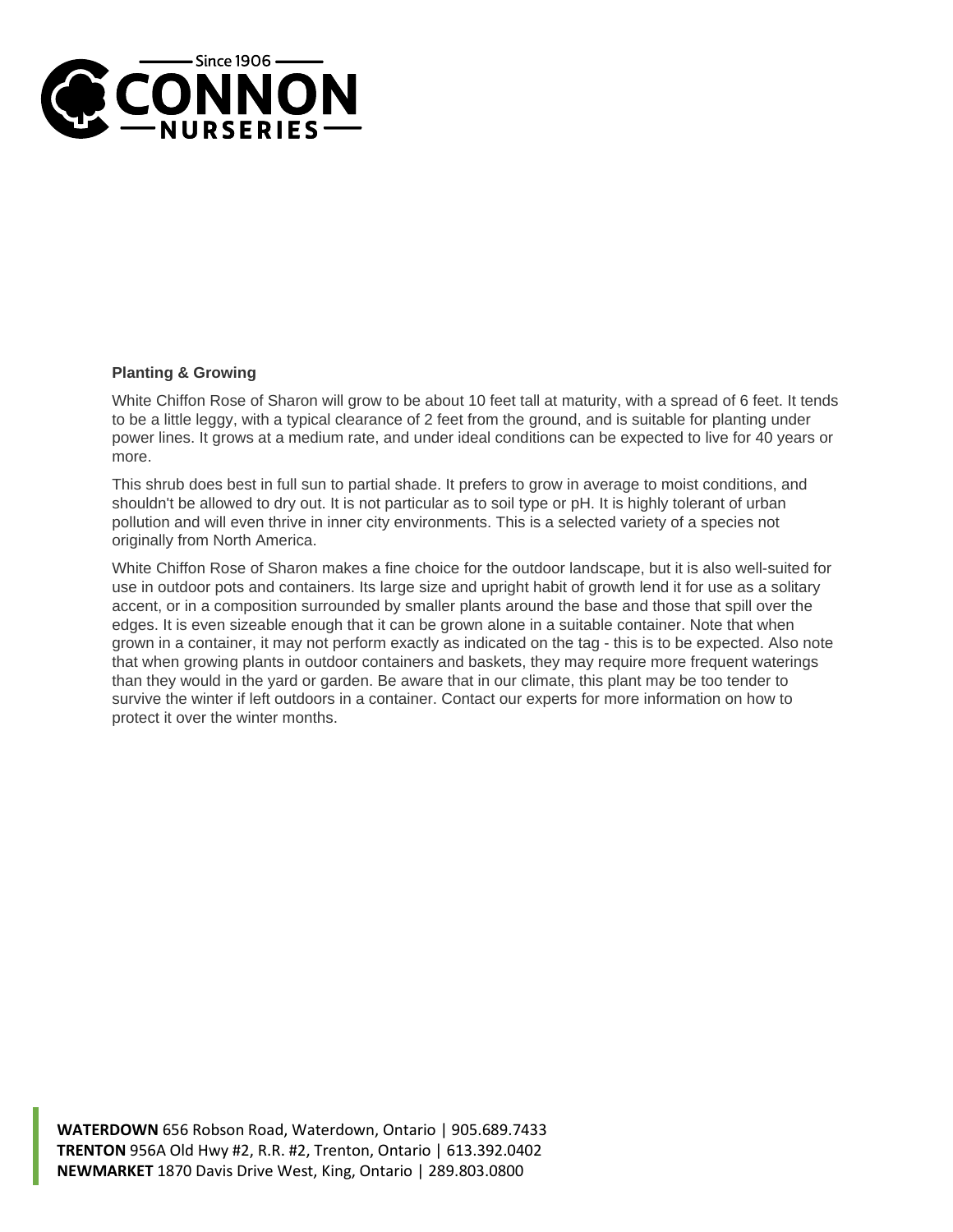### Planting & Growing

White Chiffon Rose of Sharon will grow to be about 10 feet tall at maturity, with a spread of 6 feet. It tends to be a little leggy, with a typical clearance of 2 feet from the ground, and is suitable for planting under power lines. It grows at a medium rate, and under ideal conditions can be expected to live for 40 years or more.

This shrub does best in full sun to partial shade. It prefers to grow in average to moist conditions, and shouldn't be allowed to dry out. It is not particular as to soil type or pH. It is highly tolerant of urban pollution and will even thrive in inner city environments. This is a selected variety of a species not originally from North America.

White Chiffon Rose of Sharon makes a fine choice for the outdoor landscape, but it is also well-suited for use in outdoor pots and containers. Its large size and upright habit of growth lend it for use as a solitary accent, or in a composition surrounded by smaller plants around the base and those that spill over the edges. It is even sizeable enough that it can be grown alone in a suitable container. Note that when grown in a container, it may not perform exactly as indicated on the tag - this is to be expected. Also note that when growing plants in outdoor containers and baskets, they may require more frequent waterings than they would in the yard or garden. Be aware that in our climate, this plant may be too tender to survive the winter if left outdoors in a container. Contact our experts for more information on how to protect it over the winter months.